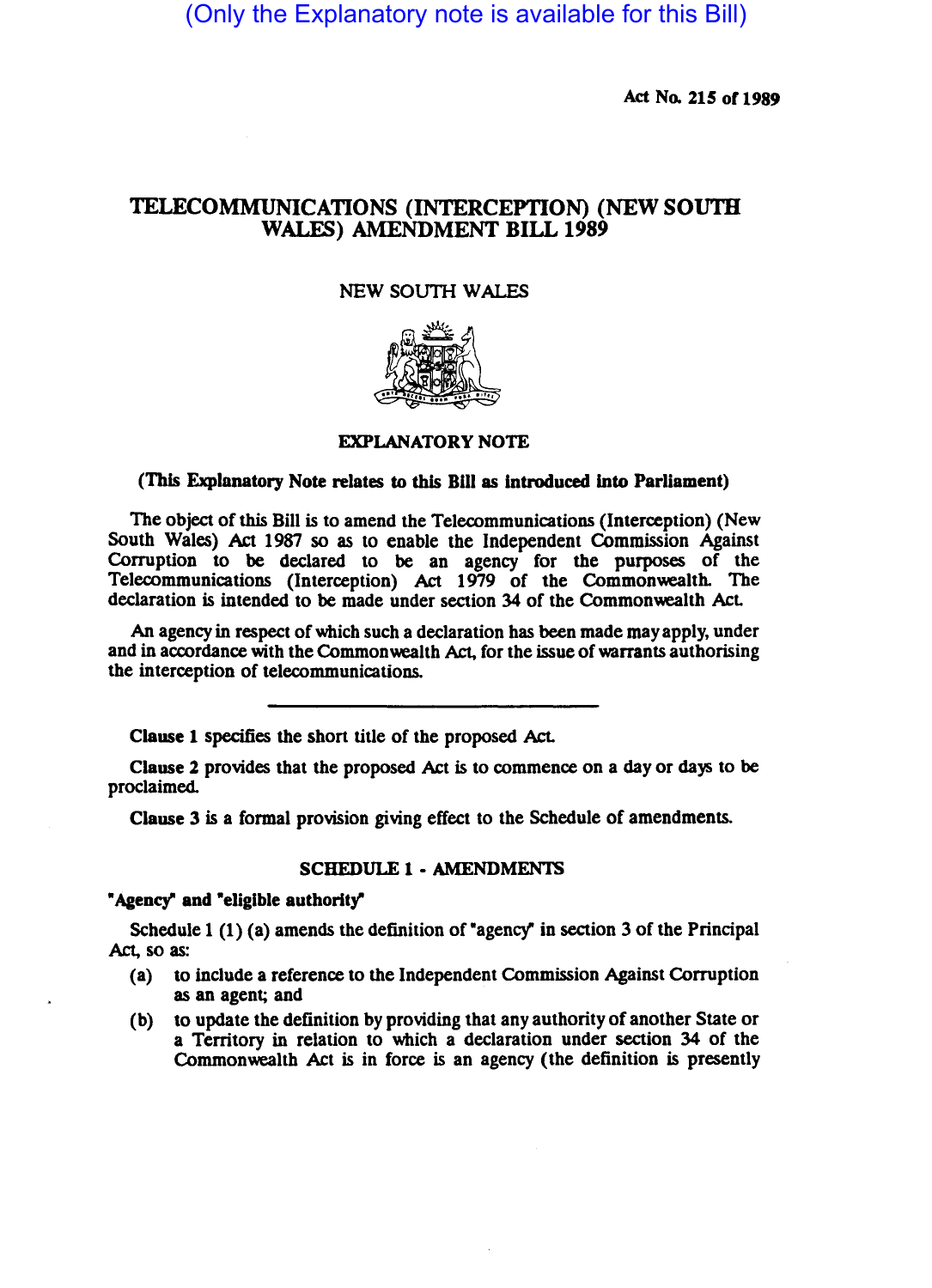(Only the Explanatory note is available for this Bill)

Act No. 215 of 1989

# TELECOMMUNICATIONS (INTERCEPTION) (NEW SOUTH WALES) AMENDMENT BILL 1989

NEW SOUTH WALES

## EXPLANATORY NOTE

**(This Explanatory Note relates to this Bill as introduced into Parliament)**

The object of this Bill is to amend the Telecommunications (Interception) (New South Wales) Act 1987 so as to enable the Independent Commission Against Corruption to be declared to be an agency for the purposes of the Telecommunications (Interception) Act 1979 of the Commonwealth. The declaration is intended to be made under section 34 of the Commonwealth Act.

An agency in respect of which such a declaration has been made may apply, under and in accordance with the Commonwealth Act, for the issue of warrants authorising the interception of telecommunications.

---

**Clause 1** specifies the short title of the proposed Act.

**Clause 2** provides that the proposed Act is to commence on a day or days to be proclaimed.

**Clause 3** is a formal provision giving effect to the Schedule of amendments.

### SCHEDULE 1 - AMENDMENTS

**"Agency" and "eligible authority"**

Schedule 1 (1) (a) amends the definition of "agency" in section 3 of the Principal Act, so as:

- (a) to include a reference to the Independent Commission Against Corruption as an agent; and
- (b) to update the definition by providing that any authority of another State or a Territory in relation to which a declaration under section 34 of the Commonwealth Act is in force is an agency (the definition is presently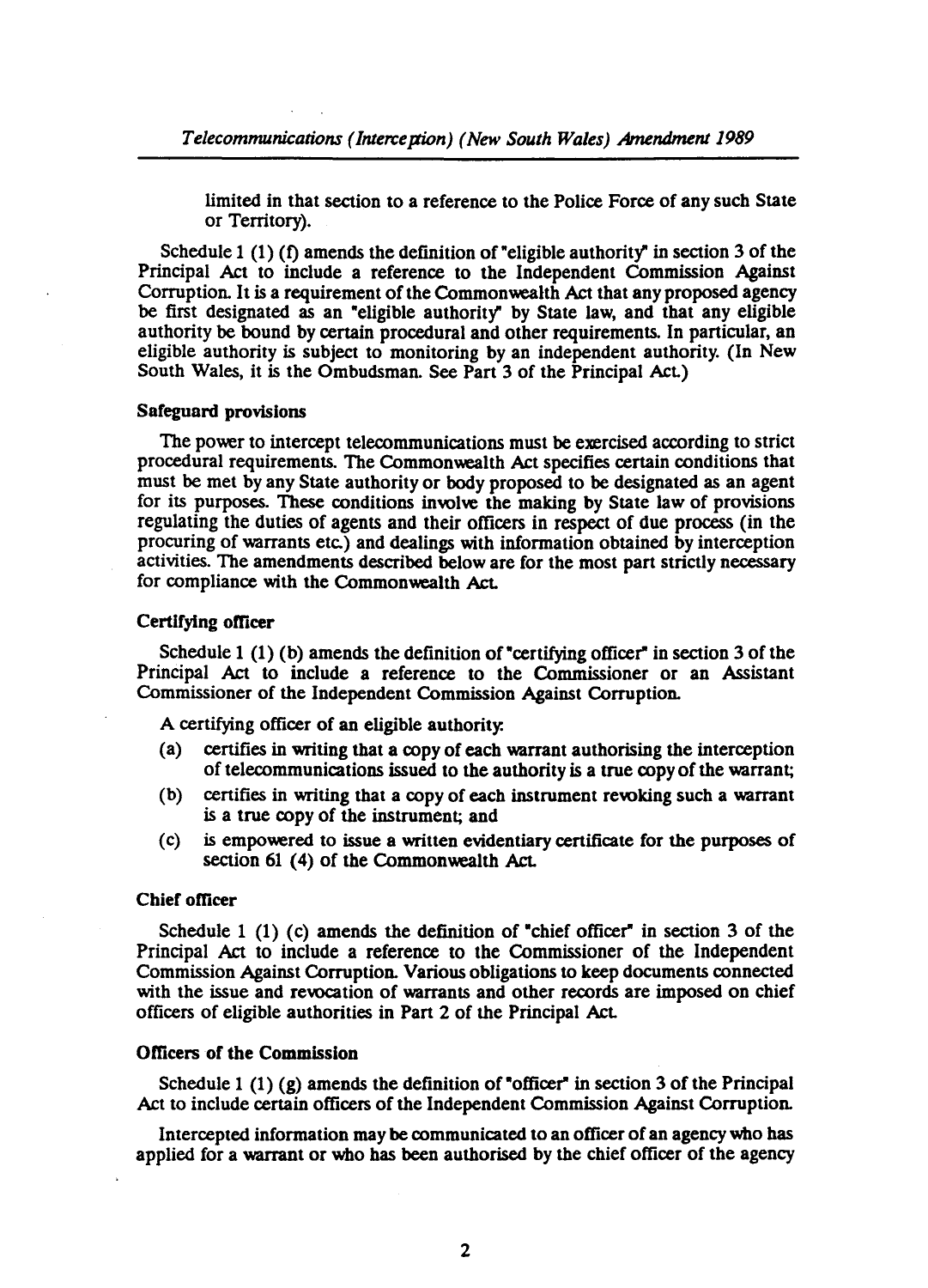limited in that section to a reference to the Police Force of any such State or Territory).

Schedule 1 (1) (f) amends the definition of "eligible authority" in section 3 of the Principal Act to include a reference to the Independent Commission Against Corruption. It is a requirement of the Commonwealth Act that any proposed agency be first designated as an "eligible authority" by State law, and that any eligible authority be bound by certain procedural and other requirements. In particular, an eligible authority is subject to monitoring by an independent authority. (In New South Wales, it is the Ombudsman. See Part 3 of the Principal Act.)

#### Safeguard provisions

The power to intercept telecommunications must be exercised according to strict procedural requirements. The Commonwealth Act specifies certain conditions that must be met by any State authority or body proposed to be designated as an agent for its purposes. These conditions involve the making by State law of provisions regulating the duties of agents and their officers in respect of due process (in the procuring of warrants etc.) and dealings with information obtained by interception activities. The amendments described below are for the most part strictly necessary for compliance with the Commonwealth Act.

#### Certifying officer

Schedule 1 (1) (b) amends the definition of "certifying officer" in section 3 of the Principal Act to include a reference to the Commissioner or an Assistant Commissioner of the Independent Commission Against Corruption.

A certifying officer of an eligible authority:

- (a) certifies in writing that a copy of each warrant authorising the interception of telecommunications issued to the authority is a true copy of the warrant;
- (b) certifies in writing that a copy of each instrument revoking such a warrant is a true copy of the instrument; and
- (c) is empowered to issue a written evidentiary certificate for the purposes of section 61 (4) of the Commonwealth Act.

#### Chief officer

Schedule 1 (1) (c) amends the definition of "chief officer" in section 3 of the Principal Act to include a reference to the Commissioner of the Independent Commission Against Corruption. Various obligations to keep documents connected with the issue and revocation of warrants and other records are imposed on chief officers of eligible authorities in Part 2 of the Principal Act.

#### Officers of the Commission

Schedule 1 (1) (g) amends the definition of "officer" in section 3 of the Principal Act to include certain officers of the Independent Commission Against Corruption.

Intercepted information may be communicated to an officer of an agency who has applied for a warrant or who has been authorised by the chief officer of the agency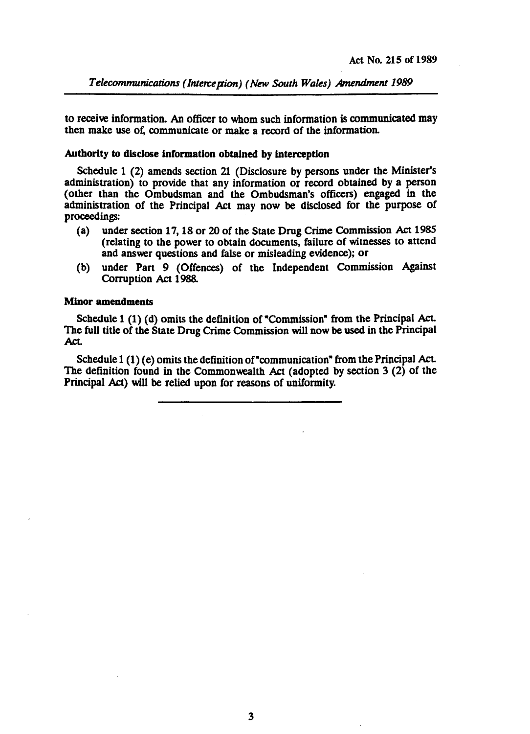to receive information. An officer to whom such information is communicated may then make use of, communicate or make a record of the information.

**Authority to disclose information obtained by interception**

Schedule 1 (2) amends section 21 (Disclosure by persons under the Minister's administration) to provide that any information or record obtained by a person (other than the Ombudsman and the Ombudsman's officers) engaged in the administration of the Principal Act may now be disclosed for the purpose of proceedings:

(a) under section 17, 18 or 20 of the State Drug Crime Commission Act 1985 (relating to the power to obtain documents, failure of witnesses to attend and answer questions and false or misleading evidence); or

(b) under Part 9 (Offences) of the Independent Commission Against Corruption Act 1988.

**Minor amendments**

Schedule 1 (1) (d) omits the definition of "Commission" from the Principal Act. The full title of the State Drug Crime Commission will now be used in the Principal Act.

Schedule 1 (1) (e) omits the definition of "communication" from the Principal Act. The definition found in the Commonwealth Act (adopted by section 3 (2) of the Principal Act) will be relied upon for reasons of uniformity.